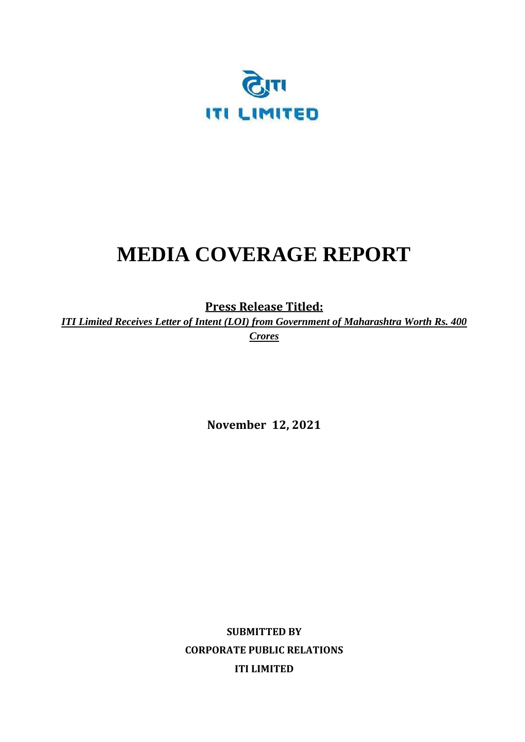ITI LIMITED

# MEDIA COVERAGE REPORT

**Press Release Titled:**

***ITI Limited Receives Letter of Intent (LOI) from Government of Maharashtra Worth Rs. 400 Crores***

**November 12, 2021**

**SUBMITTED BY**

**CORPORATE PUBLIC RELATIONS**

**ITI LIMITED**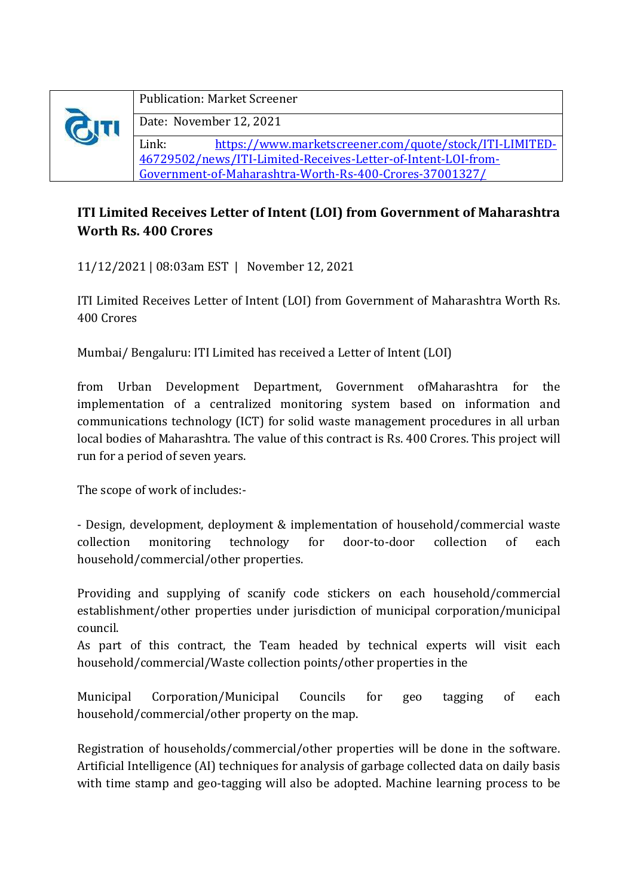| | Publication: Market Screener |
|---|---|
| | Date: November 12, 2021 |
| | Link: [https://www.marketscreener.com/quote/stock/ITI-LIMITED-46729502/news/ITI-Limited-Receives-Letter-of-Intent-LOI-from-Government-of-Maharashtra-Worth-Rs-400-Crores-37001327/](https://www.marketscreener.com/quote/stock/ITI-LIMITED-46729502/news/ITI-Limited-Receives-Letter-of-Intent-LOI-from-Government-of-Maharashtra-Worth-Rs-400-Crores-37001327/) |

## ITI Limited Receives Letter of Intent (LOI) from Government of Maharashtra Worth Rs. 400 Crores

11/12/2021 | 08:03am EST | November 12, 2021

ITI Limited Receives Letter of Intent (LOI) from Government of Maharashtra Worth Rs. 400 Crores

Mumbai/ Bengaluru: ITI Limited has received a Letter of Intent (LOI)

from Urban Development Department, Government ofMaharashtra for the implementation of a centralized monitoring system based on information and communications technology (ICT) for solid waste management procedures in all urban local bodies of Maharashtra. The value of this contract is Rs. 400 Crores. This project will run for a period of seven years.

The scope of work of includes:-

- Design, development, deployment & implementation of household/commercial waste collection monitoring technology for door-to-door collection of each household/commercial/other properties.

Providing and supplying of scanify code stickers on each household/commercial establishment/other properties under jurisdiction of municipal corporation/municipal council.
As part of this contract, the Team headed by technical experts will visit each household/commercial/Waste collection points/other properties in the

Municipal Corporation/Municipal Councils for geo tagging of each household/commercial/other property on the map.

Registration of households/commercial/other properties will be done in the software. Artificial Intelligence (AI) techniques for analysis of garbage collected data on daily basis with time stamp and geo-tagging will also be adopted. Machine learning process to be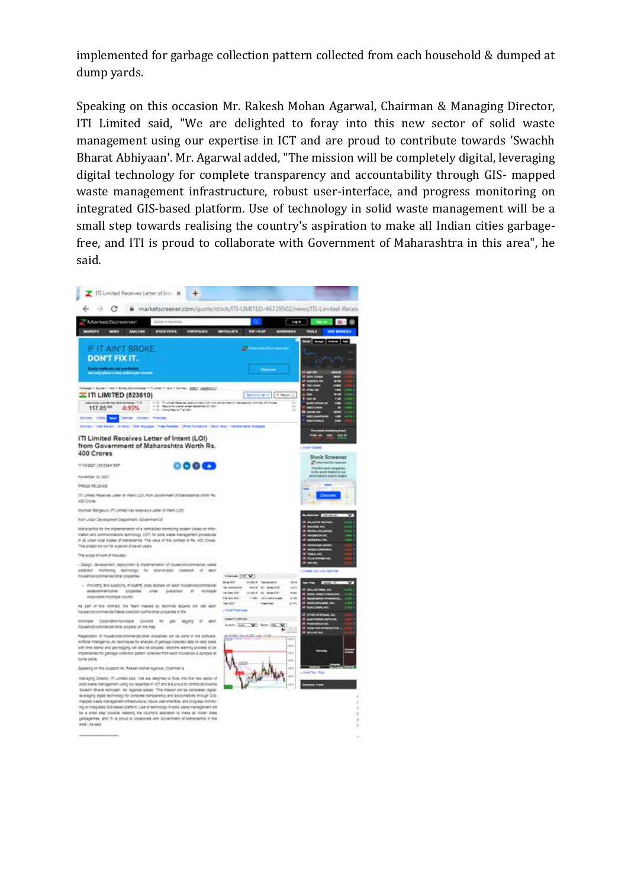implemented for garbage collection pattern collected from each household & dumped at dump yards.

Speaking on this occasion Mr. Rakesh Mohan Agarwal, Chairman & Managing Director, ITI Limited said, "We are delighted to foray into this new sector of solid waste management using our expertise in ICT and are proud to contribute towards 'Swachh Bharat Abhiyaan'. Mr. Agarwal added, "The mission will be completely digital, leveraging digital technology for complete transparency and accountability through GIS- mapped waste management infrastructure, robust user-interface, and progress monitoring on integrated GIS-based platform. Use of technology in solid waste management will be a small step towards realising the country's aspiration to make all Indian cities garbage-free, and ITI is proud to collaborate with Government of Maharashtra in this area", he said.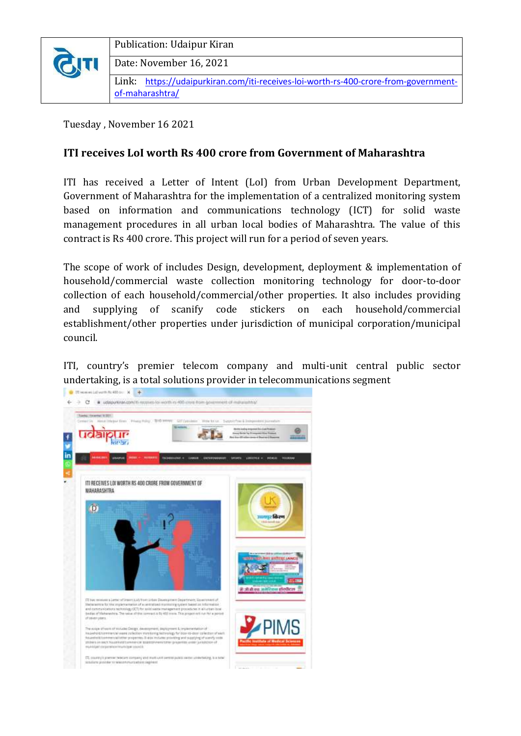| | Publication: Udaipur Kiran |
|---|---|
| | Date: November 16, 2021 |
| | Link: https://udaipurkiran.com/iti-receives-loi-worth-rs-400-crore-from-government-of-maharashtra/ |

Tuesday , November 16 2021

**ITI receives LoI worth Rs 400 crore from Government of Maharashtra**

ITI has received a Letter of Intent (LoI) from Urban Development Department, Government of Maharashtra for the implementation of a centralized monitoring system based on information and communications technology (ICT) for solid waste management procedures in all urban local bodies of Maharashtra. The value of this contract is Rs 400 crore. This project will run for a period of seven years.

The scope of work of includes Design, development, deployment & implementation of household/commercial waste collection monitoring technology for door-to-door collection of each household/commercial/other properties. It also includes providing and supplying of scanify code stickers on each household/commercial establishment/other properties under jurisdiction of municipal corporation/municipal council.

ITI, country's premier telecom company and multi-unit central public sector undertaking, is a total solutions provider in telecommunications segment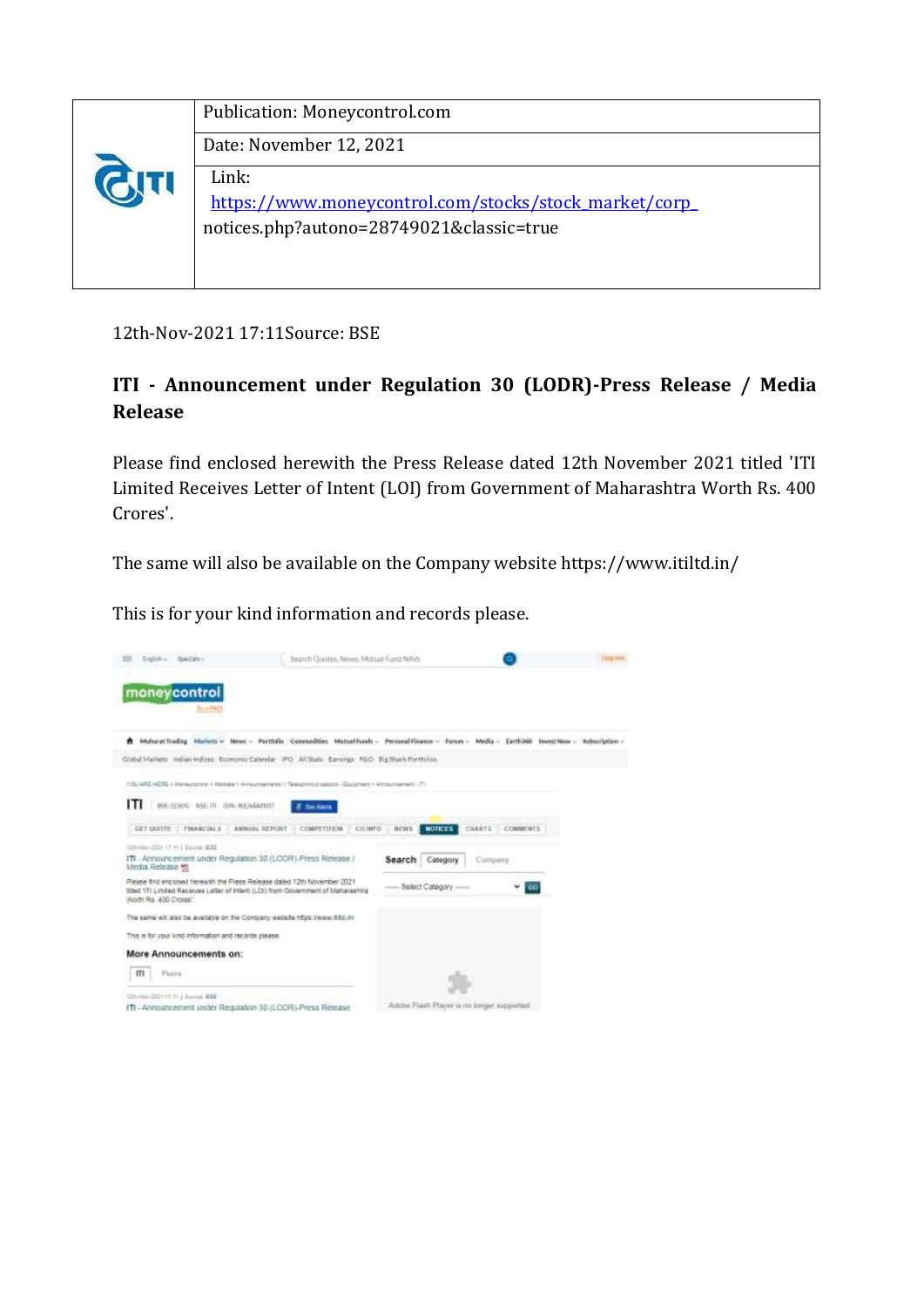| | Publication: Moneycontrol.com |
|---|---|
| | Date: November 12, 2021 |
| | Link: https://www.moneycontrol.com/stocks/stock_market/corp_notices.php?autono=28749021&classic=true |

12th-Nov-2021 17:11Source: BSE

## ITI - Announcement under Regulation 30 (LODR)-Press Release / Media Release

Please find enclosed herewith the Press Release dated 12th November 2021 titled 'ITI Limited Receives Letter of Intent (LOI) from Government of Maharashtra Worth Rs. 400 Crores'.

The same will also be available on the Company website https://www.itiltd.in/

This is for your kind information and records please.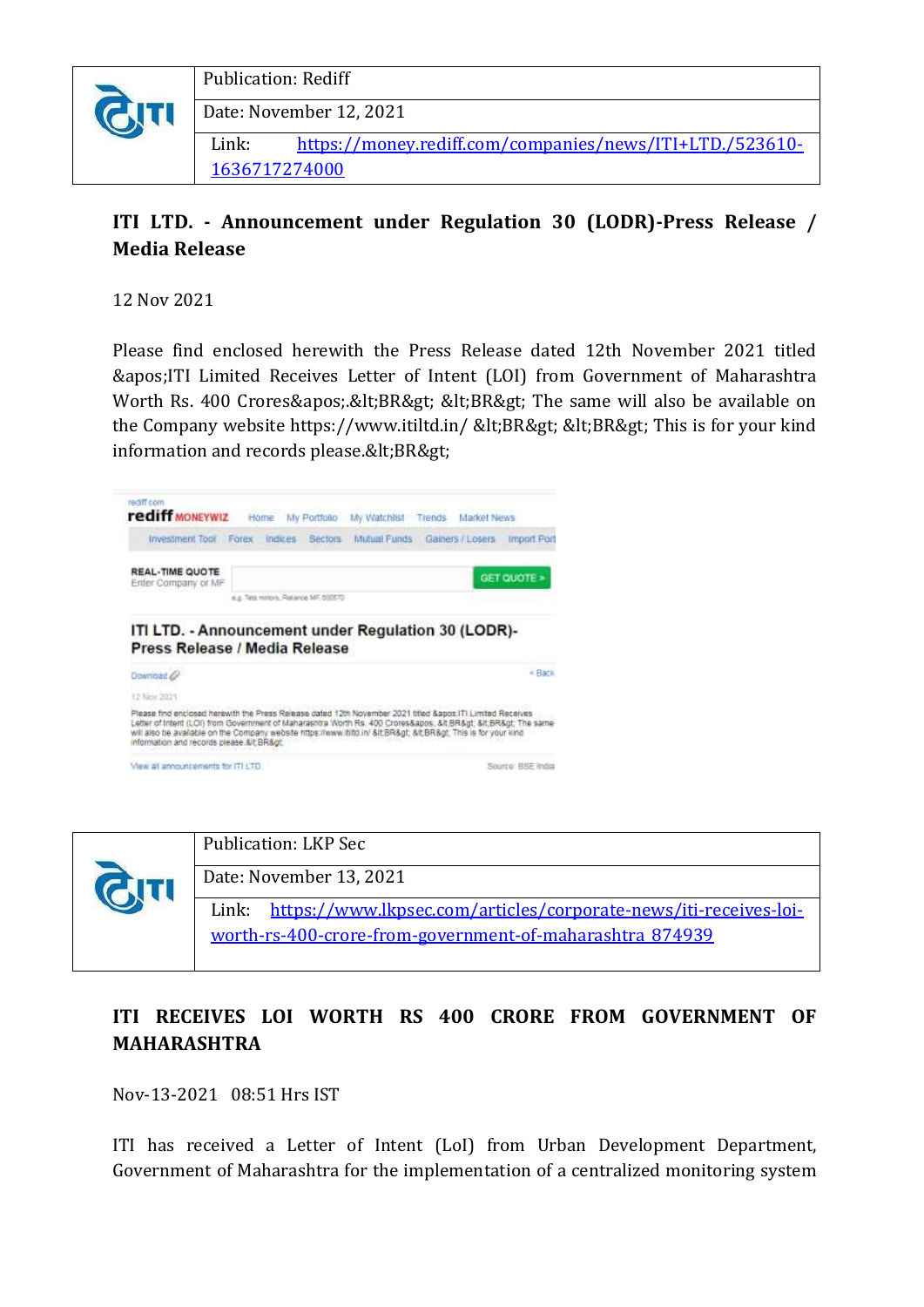| | Publication: Rediff |
|---|---|
| | Date: November 12, 2021 |
| | Link: https://money.rediff.com/companies/news/ITI+LTD./523610-1636717274000 |

## ITI LTD. - Announcement under Regulation 30 (LODR)-Press Release / Media Release

12 Nov 2021

Please find enclosed herewith the Press Release dated 12th November 2021 titled &apos;ITI Limited Receives Letter of Intent (LOI) from Government of Maharashtra Worth Rs. 400 Crores&apos;.&lt;BR&gt; &lt;BR&gt; The same will also be available on the Company website https://www.itiltd.in/ &lt;BR&gt; &lt;BR&gt; This is for your kind information and records please.&lt;BR&gt;

| | Publication: LKP Sec |
|---|---|
| | Date: November 13, 2021 |
| | Link: https://www.lkpsec.com/articles/corporate-news/iti-receives-loi-worth-rs-400-crore-from-government-of-maharashtra_874939 |

## ITI RECEIVES LOI WORTH RS 400 CRORE FROM GOVERNMENT OF MAHARASHTRA

Nov-13-2021 08:51 Hrs IST

ITI has received a Letter of Intent (LoI) from Urban Development Department, Government of Maharashtra for the implementation of a centralized monitoring system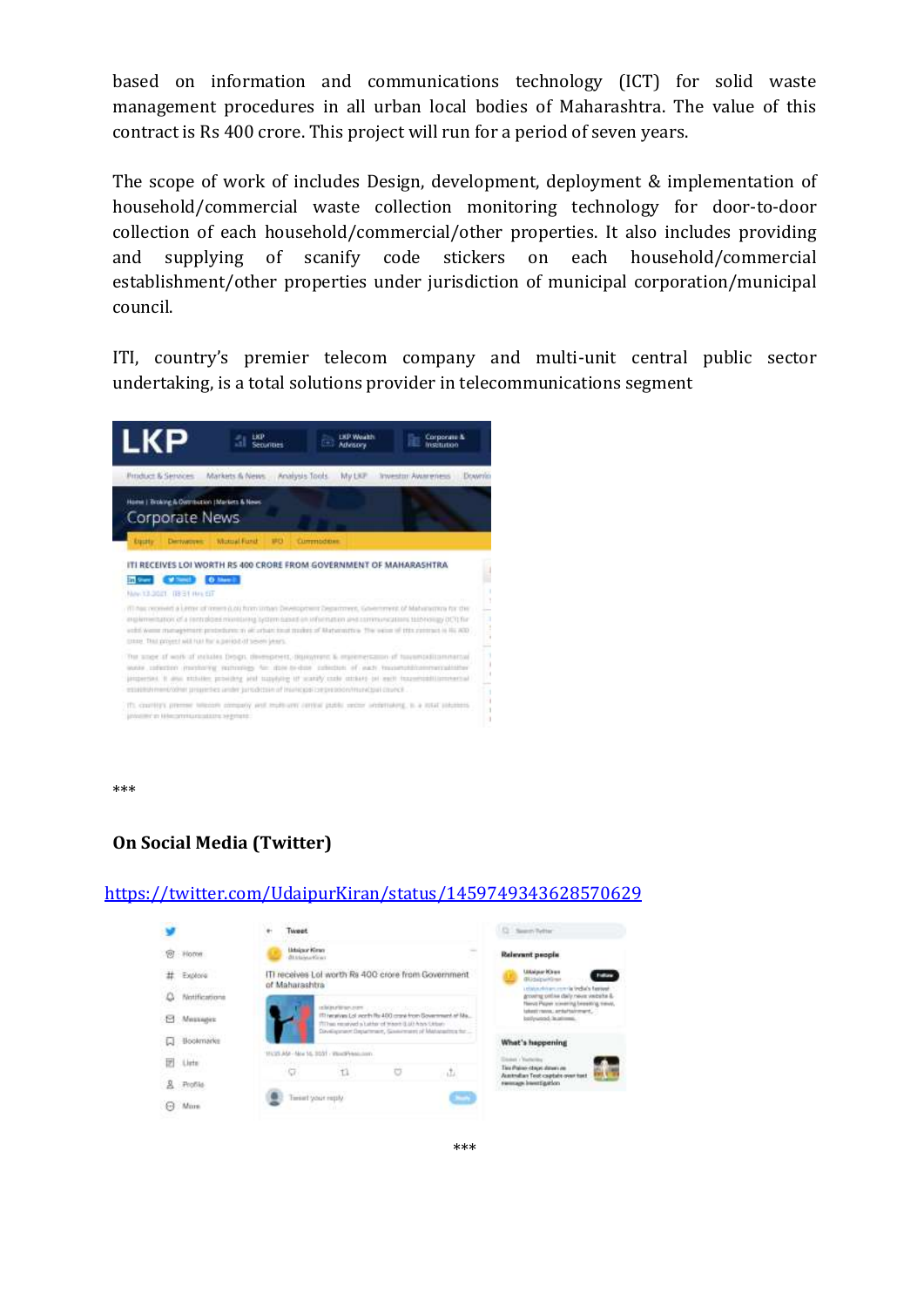based on information and communications technology (ICT) for solid waste management procedures in all urban local bodies of Maharashtra. The value of this contract is Rs 400 crore. This project will run for a period of seven years.

The scope of work of includes Design, development, deployment & implementation of household/commercial waste collection monitoring technology for door-to-door collection of each household/commercial/other properties. It also includes providing and supplying of scanify code stickers on each household/commercial establishment/other properties under jurisdiction of municipal corporation/municipal council.

ITI, country's premier telecom company and multi-unit central public sector undertaking, is a total solutions provider in telecommunications segment

\*\*\*

**On Social Media (Twitter)**

https://twitter.com/UdaipurKiran/status/1459749343628570629

\*\*\*